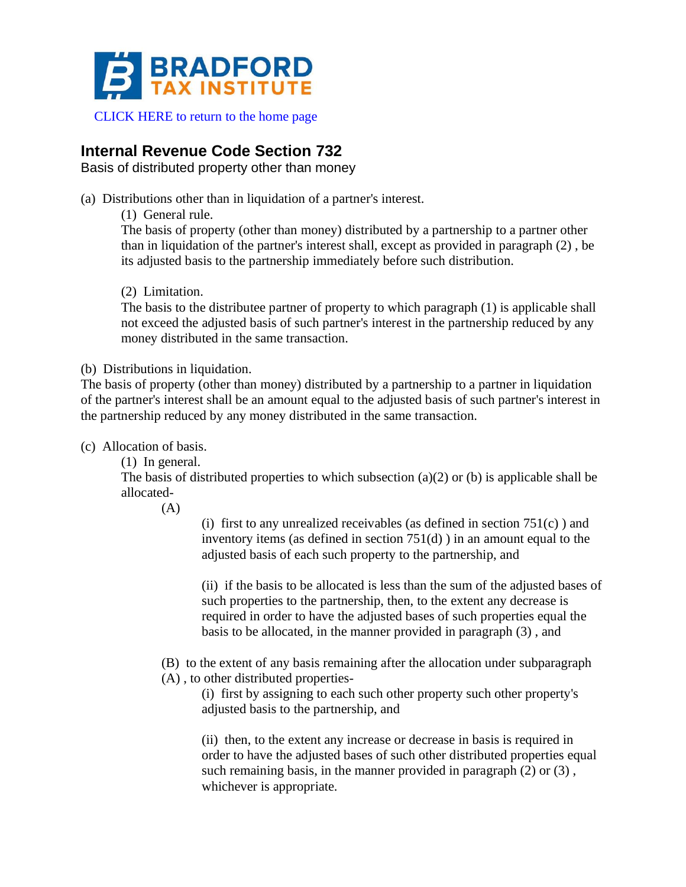BRADFORD TAX INSTITUTE

CLICK HERE to return to the home page

## Internal Revenue Code Section 732

Basis of distributed property other than money

(a) Distributions other than in liquidation of a partner's interest.

(1) General rule.

The basis of property (other than money) distributed by a partnership to a partner other than in liquidation of the partner's interest shall, except as provided in paragraph (2) , be its adjusted basis to the partnership immediately before such distribution.

(2) Limitation.

The basis to the distributee partner of property to which paragraph (1) is applicable shall not exceed the adjusted basis of such partner's interest in the partnership reduced by any money distributed in the same transaction.

(b) Distributions in liquidation.

The basis of property (other than money) distributed by a partnership to a partner in liquidation of the partner's interest shall be an amount equal to the adjusted basis of such partner's interest in the partnership reduced by any money distributed in the same transaction.

(c) Allocation of basis.

(1) In general.

The basis of distributed properties to which subsection (a)(2) or (b) is applicable shall be allocated-

(A)

(i) first to any unrealized receivables (as defined in section 751(c) ) and inventory items (as defined in section 751(d) ) in an amount equal to the adjusted basis of each such property to the partnership, and

(ii) if the basis to be allocated is less than the sum of the adjusted bases of such properties to the partnership, then, to the extent any decrease is required in order to have the adjusted bases of such properties equal the basis to be allocated, in the manner provided in paragraph (3) , and

(B) to the extent of any basis remaining after the allocation under subparagraph (A) , to other distributed properties-

(i) first by assigning to each such other property such other property's adjusted basis to the partnership, and

(ii) then, to the extent any increase or decrease in basis is required in order to have the adjusted bases of such other distributed properties equal such remaining basis, in the manner provided in paragraph (2) or (3) , whichever is appropriate.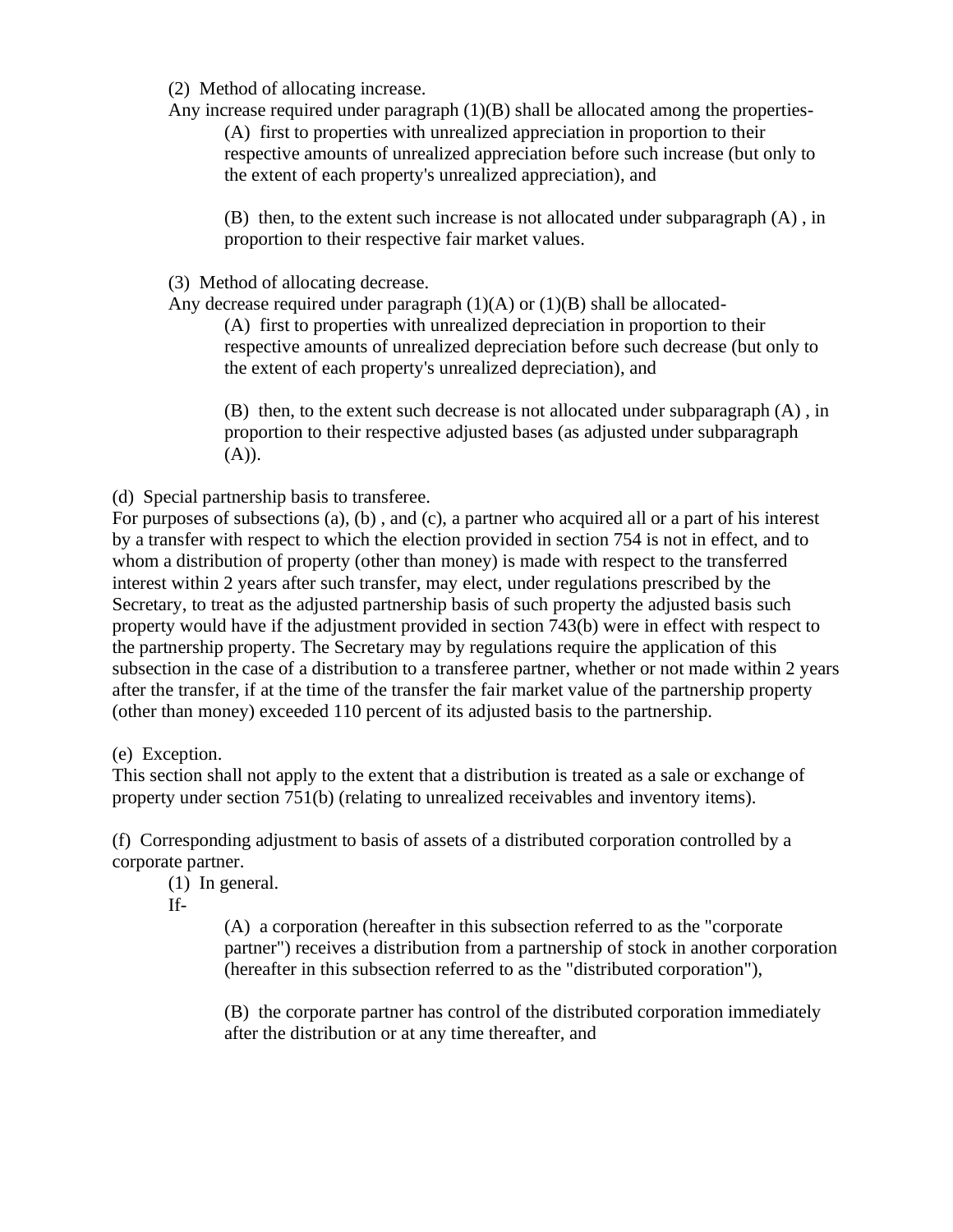(2) Method of allocating increase.

Any increase required under paragraph (1)(B) shall be allocated among the properties-

(A) first to properties with unrealized appreciation in proportion to their respective amounts of unrealized appreciation before such increase (but only to the extent of each property's unrealized appreciation), and

(B) then, to the extent such increase is not allocated under subparagraph (A) , in proportion to their respective fair market values.

(3) Method of allocating decrease.

Any decrease required under paragraph (1)(A) or (1)(B) shall be allocated-

(A) first to properties with unrealized depreciation in proportion to their respective amounts of unrealized depreciation before such decrease (but only to the extent of each property's unrealized depreciation), and

(B) then, to the extent such decrease is not allocated under subparagraph (A) , in proportion to their respective adjusted bases (as adjusted under subparagraph (A)).

(d) Special partnership basis to transferee.

For purposes of subsections (a), (b) , and (c), a partner who acquired all or a part of his interest by a transfer with respect to which the election provided in section 754 is not in effect, and to whom a distribution of property (other than money) is made with respect to the transferred interest within 2 years after such transfer, may elect, under regulations prescribed by the Secretary, to treat as the adjusted partnership basis of such property the adjusted basis such property would have if the adjustment provided in section 743(b) were in effect with respect to the partnership property. The Secretary may by regulations require the application of this subsection in the case of a distribution to a transferee partner, whether or not made within 2 years after the transfer, if at the time of the transfer the fair market value of the partnership property (other than money) exceeded 110 percent of its adjusted basis to the partnership.

(e) Exception.

This section shall not apply to the extent that a distribution is treated as a sale or exchange of property under section 751(b) (relating to unrealized receivables and inventory items).

(f) Corresponding adjustment to basis of assets of a distributed corporation controlled by a corporate partner.

(1) In general.

If-

(A) a corporation (hereafter in this subsection referred to as the "corporate partner") receives a distribution from a partnership of stock in another corporation (hereafter in this subsection referred to as the "distributed corporation"),

(B) the corporate partner has control of the distributed corporation immediately after the distribution or at any time thereafter, and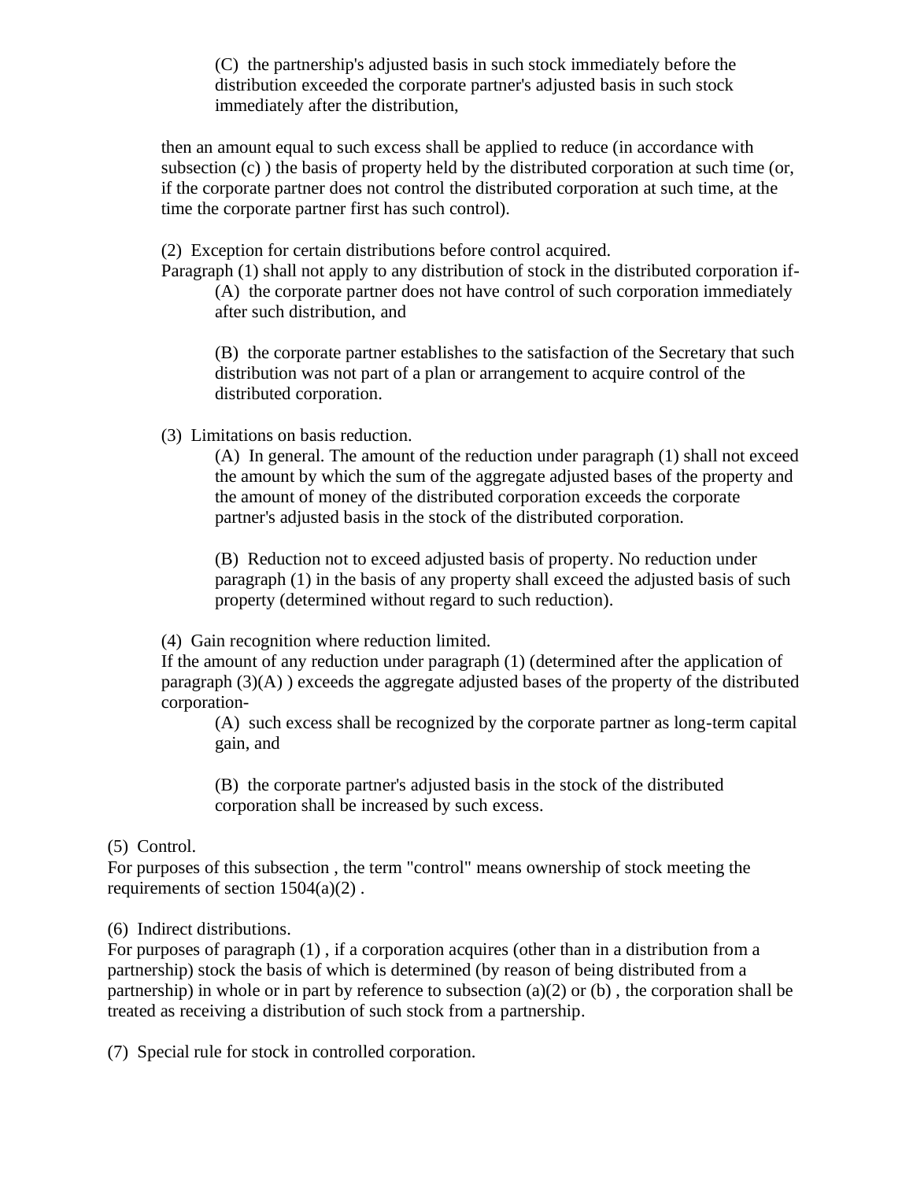(C) the partnership's adjusted basis in such stock immediately before the distribution exceeded the corporate partner's adjusted basis in such stock immediately after the distribution,

then an amount equal to such excess shall be applied to reduce (in accordance with subsection (c) ) the basis of property held by the distributed corporation at such time (or, if the corporate partner does not control the distributed corporation at such time, at the time the corporate partner first has such control).

(2) Exception for certain distributions before control acquired.
Paragraph (1) shall not apply to any distribution of stock in the distributed corporation if-

(A) the corporate partner does not have control of such corporation immediately after such distribution, and

(B) the corporate partner establishes to the satisfaction of the Secretary that such distribution was not part of a plan or arrangement to acquire control of the distributed corporation.

(3) Limitations on basis reduction.

(A) In general. The amount of the reduction under paragraph (1) shall not exceed the amount by which the sum of the aggregate adjusted bases of the property and the amount of money of the distributed corporation exceeds the corporate partner's adjusted basis in the stock of the distributed corporation.

(B) Reduction not to exceed adjusted basis of property. No reduction under paragraph (1) in the basis of any property shall exceed the adjusted basis of such property (determined without regard to such reduction).

(4) Gain recognition where reduction limited.
If the amount of any reduction under paragraph (1) (determined after the application of paragraph (3)(A) ) exceeds the aggregate adjusted bases of the property of the distributed corporation-

(A) such excess shall be recognized by the corporate partner as long-term capital gain, and

(B) the corporate partner's adjusted basis in the stock of the distributed corporation shall be increased by such excess.

(5) Control.
For purposes of this subsection , the term "control" means ownership of stock meeting the requirements of section 1504(a)(2) .

(6) Indirect distributions.
For purposes of paragraph (1) , if a corporation acquires (other than in a distribution from a partnership) stock the basis of which is determined (by reason of being distributed from a partnership) in whole or in part by reference to subsection (a)(2) or (b) , the corporation shall be treated as receiving a distribution of such stock from a partnership.

(7) Special rule for stock in controlled corporation.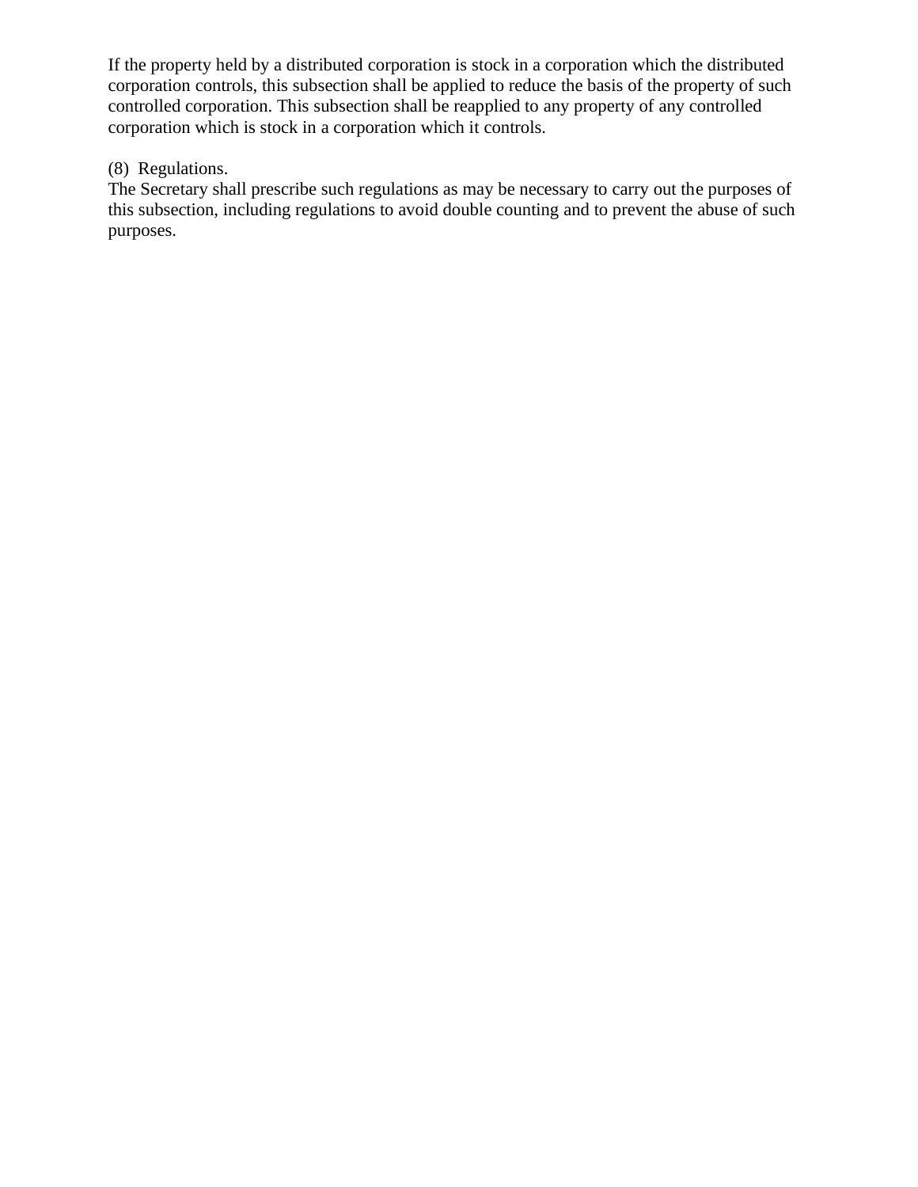If the property held by a distributed corporation is stock in a corporation which the distributed corporation controls, this subsection shall be applied to reduce the basis of the property of such controlled corporation. This subsection shall be reapplied to any property of any controlled corporation which is stock in a corporation which it controls.

(8) Regulations.
The Secretary shall prescribe such regulations as may be necessary to carry out the purposes of this subsection, including regulations to avoid double counting and to prevent the abuse of such purposes.